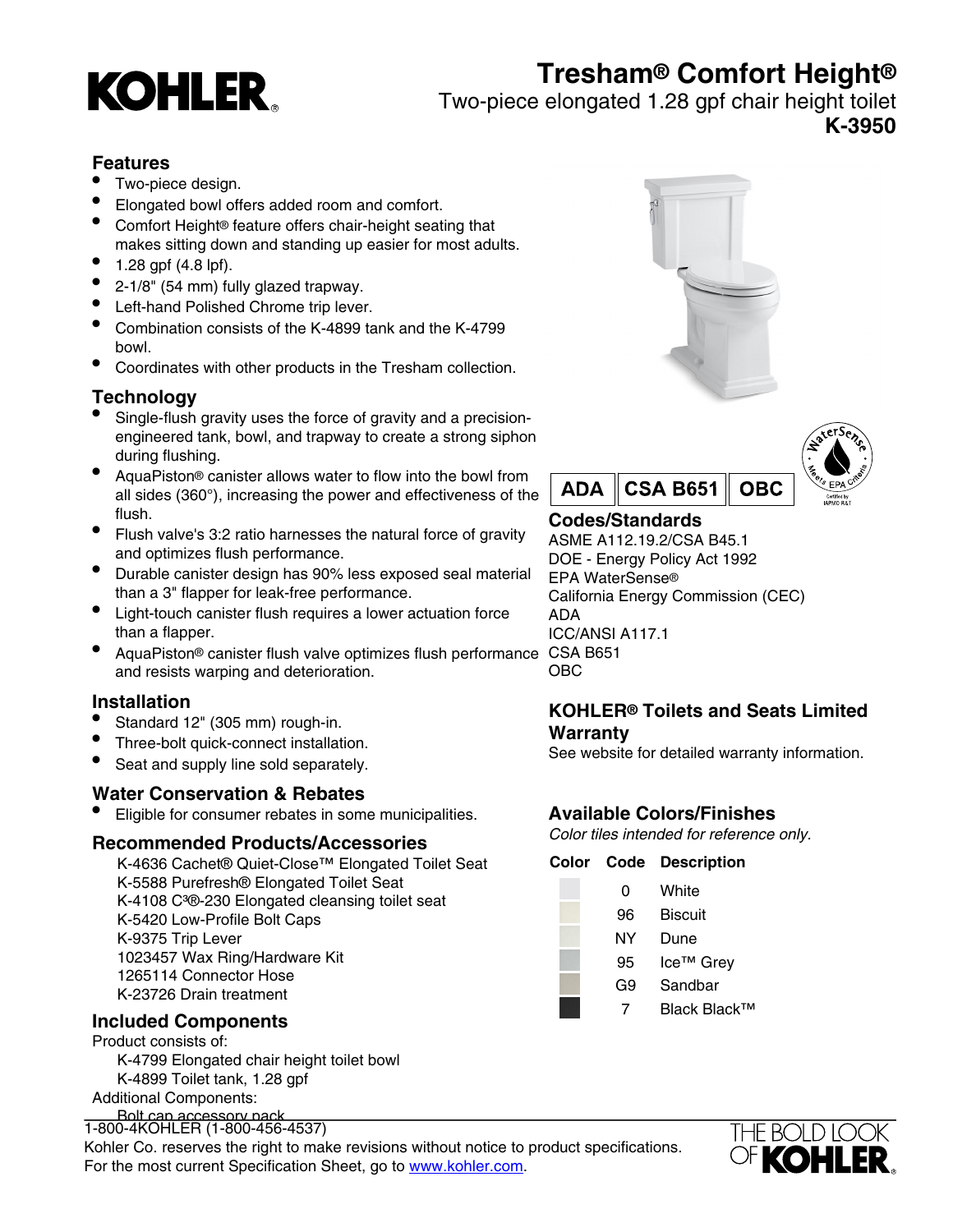# Tresham® Comfort Height®

Two-piece elongated 1.28 gpf chair height toilet

**K-3950**

## Features

- Two-piece design.
- Elongated bowl offers added room and comfort.
- Comfort Height® feature offers chair-height seating that makes sitting down and standing up easier for most adults.
- 1.28 gpf (4.8 lpf).
- 2-1/8" (54 mm) fully glazed trapway.
- Left-hand Polished Chrome trip lever.
- Combination consists of the K-4899 tank and the K-4799 bowl.
- Coordinates with other products in the Tresham collection.

## Technology

- Single-flush gravity uses the force of gravity and a precision-engineered tank, bowl, and trapway to create a strong siphon during flushing.
- AquaPiston® canister allows water to flow into the bowl from all sides (360°), increasing the power and effectiveness of the flush.
- Flush valve's 3:2 ratio harnesses the natural force of gravity and optimizes flush performance.
- Durable canister design has 90% less exposed seal material than a 3" flapper for leak-free performance.
- Light-touch canister flush requires a lower actuation force than a flapper.
- AquaPiston® canister flush valve optimizes flush performance and resists warping and deterioration.

## Installation

- Standard 12" (305 mm) rough-in.
- Three-bolt quick-connect installation.
- Seat and supply line sold separately.

## Water Conservation & Rebates

- Eligible for consumer rebates in some municipalities.

## Recommended Products/Accessories

K-4636 Cachet® Quiet-Close™ Elongated Toilet Seat
K-5588 Purefresh® Elongated Toilet Seat
K-4108 C³®-230 Elongated cleansing toilet seat
K-5420 Low-Profile Bolt Caps
K-9375 Trip Lever
1023457 Wax Ring/Hardware Kit
1265114 Connector Hose
K-23726 Drain treatment

## Included Components

Product consists of:
K-4799 Elongated chair height toilet bowl
K-4899 Toilet tank, 1.28 gpf
Additional Components:
Bolt cap accessory pack

ADA | CSA B651 | OBC

## Codes/Standards

ASME A112.19.2/CSA B45.1
DOE - Energy Policy Act 1992
EPA WaterSense®
California Energy Commission (CEC)
ADA
ICC/ANSI A117.1
CSA B651
OBC

## KOHLER® Toilets and Seats Limited Warranty

See website for detailed warranty information.

## Available Colors/Finishes

*Color tiles intended for reference only.*

| Color | Code | Description |
|---|---|---|
| | 0 | White |
| | 96 | Biscuit |
| | NY | Dune |
| | 95 | Ice™ Grey |
| | G9 | Sandbar |
| | 7 | Black Black™ |

1-800-4KOHLER (1-800-456-4537)
Kohler Co. reserves the right to make revisions without notice to product specifications.
For the most current Specification Sheet, go to www.kohler.com.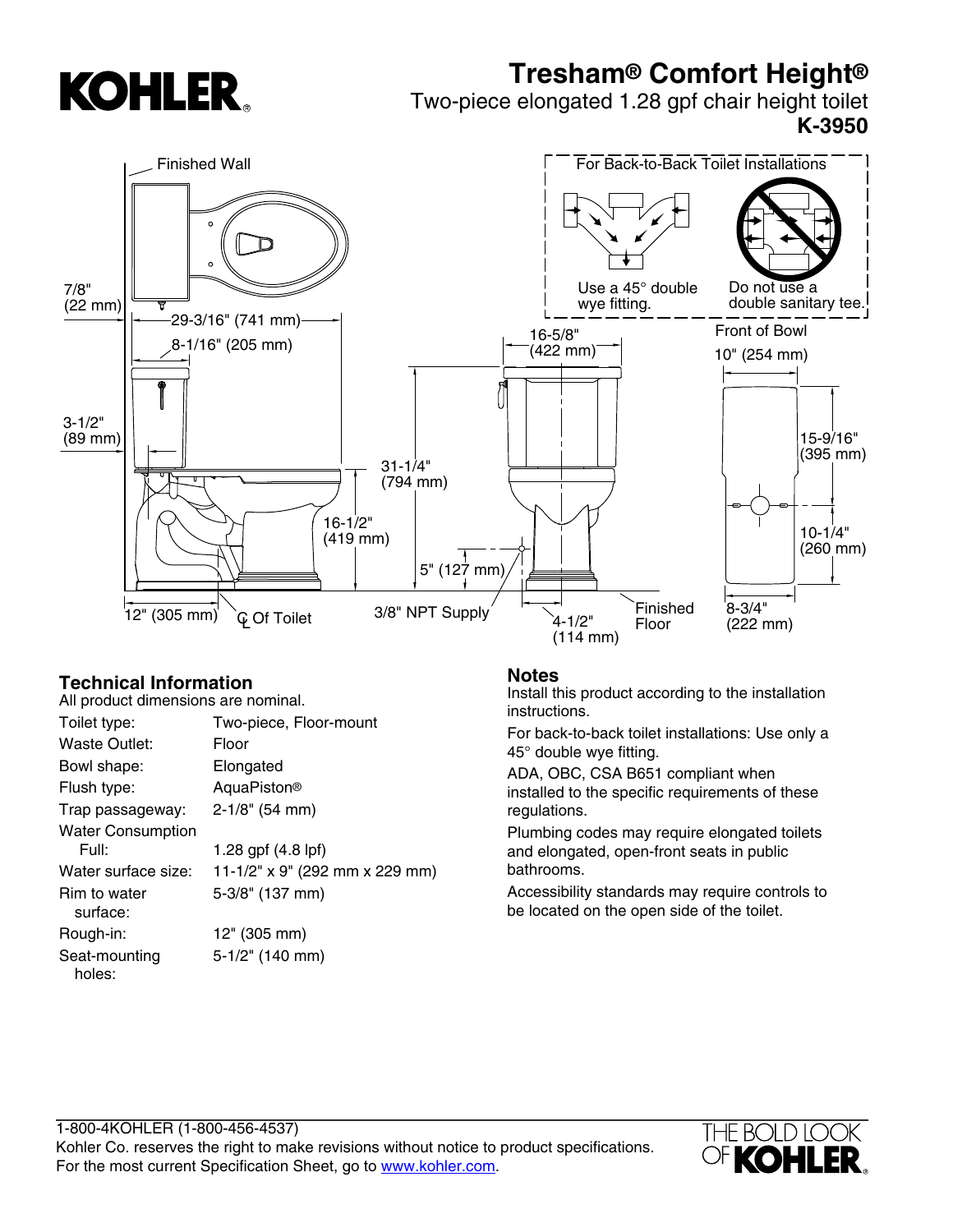# KOHLER

## Tresham® Comfort Height®

Two-piece elongated 1.28 gpf chair height toilet

**K-3950**

Finished Wall

7/8"
(22 mm)

29-3/16" (741 mm)

8-1/16" (205 mm)

3-1/2"
(89 mm)

31-1/4"
(794 mm)

16-1/2"
(419 mm)

5" (127 mm)

12" (305 mm)

℄ Of Toilet

3/8" NPT Supply

16-5/8"
(422 mm)

4-1/2"
(114 mm)

Finished Floor

For Back-to-Back Toilet Installations

Use a 45° double wye fitting.

Do not use a double sanitary tee.

Front of Bowl

10" (254 mm)

15-9/16"
(395 mm)

10-1/4"
(260 mm)

8-3/4"
(222 mm)

### Technical Information

All product dimensions are nominal.

| | |
|---|---|
| Toilet type: | Two-piece, Floor-mount |
| Waste Outlet: | Floor |
| Bowl shape: | Elongated |
| Flush type: | AquaPiston® |
| Trap passageway: | 2-1/8" (54 mm) |
| Water Consumption Full: | 1.28 gpf (4.8 lpf) |
| Water surface size: | 11-1/2" x 9" (292 mm x 229 mm) |
| Rim to water surface: | 5-3/8" (137 mm) |
| Rough-in: | 12" (305 mm) |
| Seat-mounting holes: | 5-1/2" (140 mm) |

### Notes

Install this product according to the installation instructions.

For back-to-back toilet installations: Use only a 45° double wye fitting.

ADA, OBC, CSA B651 compliant when installed to the specific requirements of these regulations.

Plumbing codes may require elongated toilets and elongated, open-front seats in public bathrooms.

Accessibility standards may require controls to be located on the open side of the toilet.

1-800-4KOHLER (1-800-456-4537)
Kohler Co. reserves the right to make revisions without notice to product specifications.
For the most current Specification Sheet, go to www.kohler.com.

THE BOLD LOOK OF KOHLER.